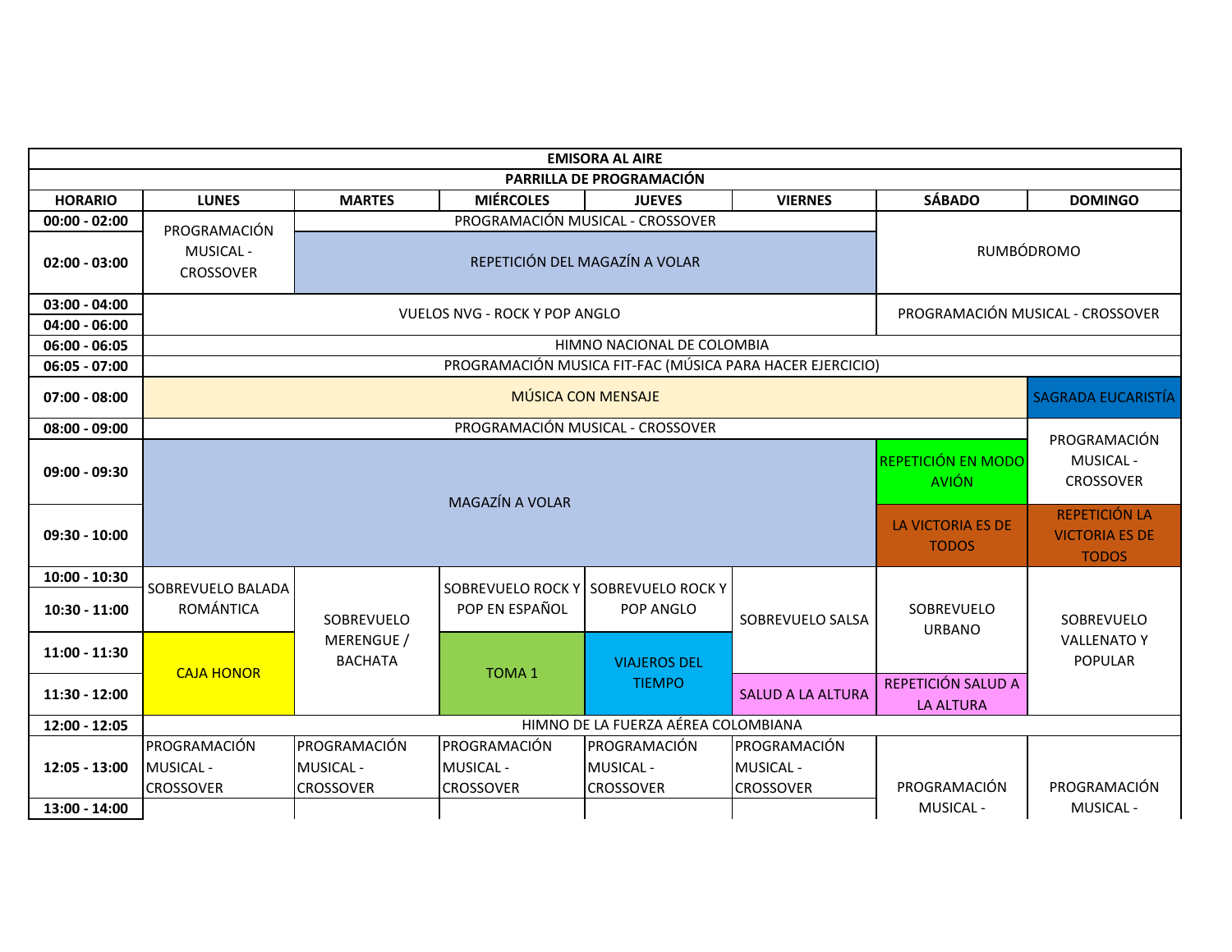| EMISORA AL AIRE | | | | | | | |
|---|---|---|---|---|---|---|---|
| PARRILLA DE PROGRAMACIÓN | | | | | | | |
| HORARIO | LUNES | MARTES | MIÉRCOLES | JUEVES | VIERNES | SÁBADO | DOMINGO |
| 00:00 - 02:00 | PROGRAMACIÓN MUSICAL - CROSSOVER | PROGRAMACIÓN MUSICAL - CROSSOVER | | | | RUMBÓDROMO | |
| 02:00 - 03:00 | | REPETICIÓN DEL MAGAZÍN A VOLAR | | | | | |
| 03:00 - 04:00 | VUELOS NVG - ROCK Y POP ANGLO | | | | | PROGRAMACIÓN MUSICAL - CROSSOVER | |
| 04:00 - 06:00 | | | | | | | |
| 06:00 - 06:05 | HIMNO NACIONAL DE COLOMBIA | | | | | | |
| 06:05 - 07:00 | PROGRAMACIÓN MUSICA FIT-FAC (MÚSICA PARA HACER EJERCICIO) | | | | | | |
| 07:00 - 08:00 | MÚSICA CON MENSAJE | | | | | | SAGRADA EUCARISTÍA |
| 08:00 - 09:00 | PROGRAMACIÓN MUSICAL - CROSSOVER | | | | | | PROGRAMACIÓN MUSICAL - CROSSOVER |
| 09:00 - 09:30 | MAGAZÍN A VOLAR | | | | | REPETICIÓN EN MODO AVIÓN | |
| 09:30 - 10:00 | | | | | | LA VICTORIA ES DE TODOS | REPETICIÓN LA VICTORIA ES DE TODOS |
| 10:00 - 10:30 | SOBREVUELO BALADA ROMÁNTICA | SOBREVUELO MERENGUE / BACHATA | SOBREVUELO ROCK Y POP EN ESPAÑOL | SOBREVUELO ROCK Y POP ANGLO | SOBREVUELO SALSA | SOBREVUELO URBANO | SOBREVUELO VALLENATO Y POPULAR |
| 10:30 - 11:00 | | | | | | | |
| 11:00 - 11:30 | CAJA HONOR | | TOMA 1 | VIAJEROS DEL TIEMPO | | | |
| 11:30 - 12:00 | | | | | SALUD A LA ALTURA | REPETICIÓN SALUD A LA ALTURA | |
| 12:00 - 12:05 | HIMNO DE LA FUERZA AÉREA COLOMBIANA | | | | | | |
| 12:05 - 13:00 | PROGRAMACIÓN MUSICAL - CROSSOVER | PROGRAMACIÓN MUSICAL - CROSSOVER | PROGRAMACIÓN MUSICAL - CROSSOVER | PROGRAMACIÓN MUSICAL - CROSSOVER | PROGRAMACIÓN MUSICAL - CROSSOVER | PROGRAMACIÓN MUSICAL - | PROGRAMACIÓN MUSICAL - |
| 13:00 - 14:00 | | | | | | | |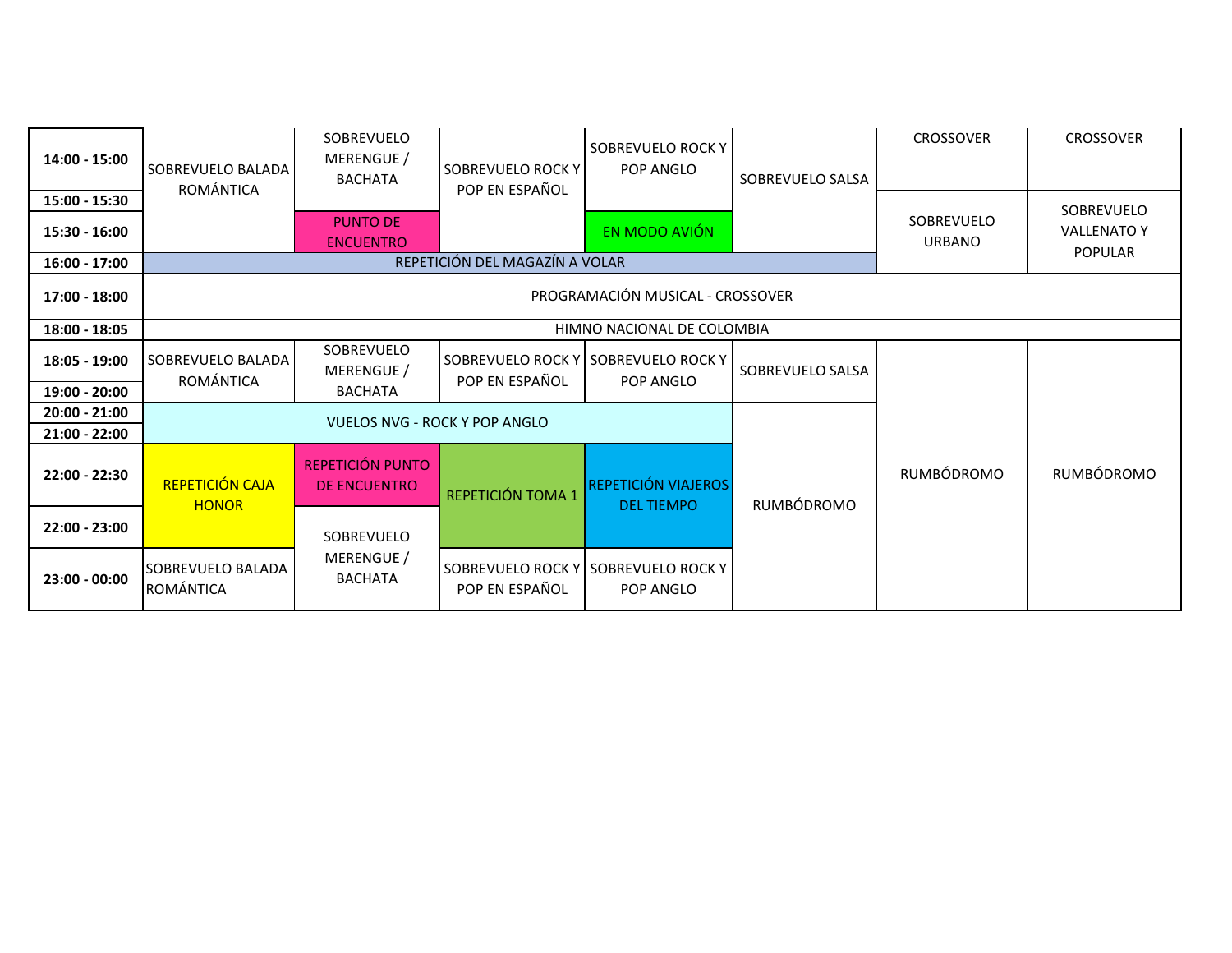| | | | | | | | |
|---|---|---|---|---|---|---|---|
| 14:00 - 15:00 | SOBREVUELO BALADA ROMÁNTICA | SOBREVUELO MERENGUE / BACHATA | SOBREVUELO ROCK Y POP EN ESPAÑOL | SOBREVUELO ROCK Y POP ANGLO | SOBREVUELO SALSA | CROSSOVER | CROSSOVER |
| 15:00 - 15:30 | | | | | | SOBREVUELO URBANO | SOBREVUELO VALLENATO Y POPULAR |
| 15:30 - 16:00 | | PUNTO DE ENCUENTRO | | EN MODO AVIÓN | | | |
| 16:00 - 17:00 | REPETICIÓN DEL MAGAZÍN A VOLAR | | | | | | |
| 17:00 - 18:00 | PROGRAMACIÓN MUSICAL - CROSSOVER | | | | | | |
| 18:00 - 18:05 | HIMNO NACIONAL DE COLOMBIA | | | | | | |
| 18:05 - 19:00 | SOBREVUELO BALADA ROMÁNTICA | SOBREVUELO MERENGUE / BACHATA | SOBREVUELO ROCK Y POP EN ESPAÑOL | SOBREVUELO ROCK Y POP ANGLO | SOBREVUELO SALSA | RUMBÓDROMO | RUMBÓDROMO |
| 19:00 - 20:00 | | | | | | | |
| 20:00 - 21:00 | VUELOS NVG - ROCK Y POP ANGLO | | | | RUMBÓDROMO | | |
| 21:00 - 22:00 | | | | | | | |
| 22:00 - 22:30 | REPETICIÓN CAJA HONOR | REPETICIÓN PUNTO DE ENCUENTRO | REPETICIÓN TOMA 1 | REPETICIÓN VIAJEROS DEL TIEMPO | | | |
| 22:00 - 23:00 | | SOBREVUELO MERENGUE / BACHATA | | | | | |
| 23:00 - 00:00 | SOBREVUELO BALADA ROMÁNTICA | | SOBREVUELO ROCK Y POP EN ESPAÑOL | SOBREVUELO ROCK Y POP ANGLO | | | |